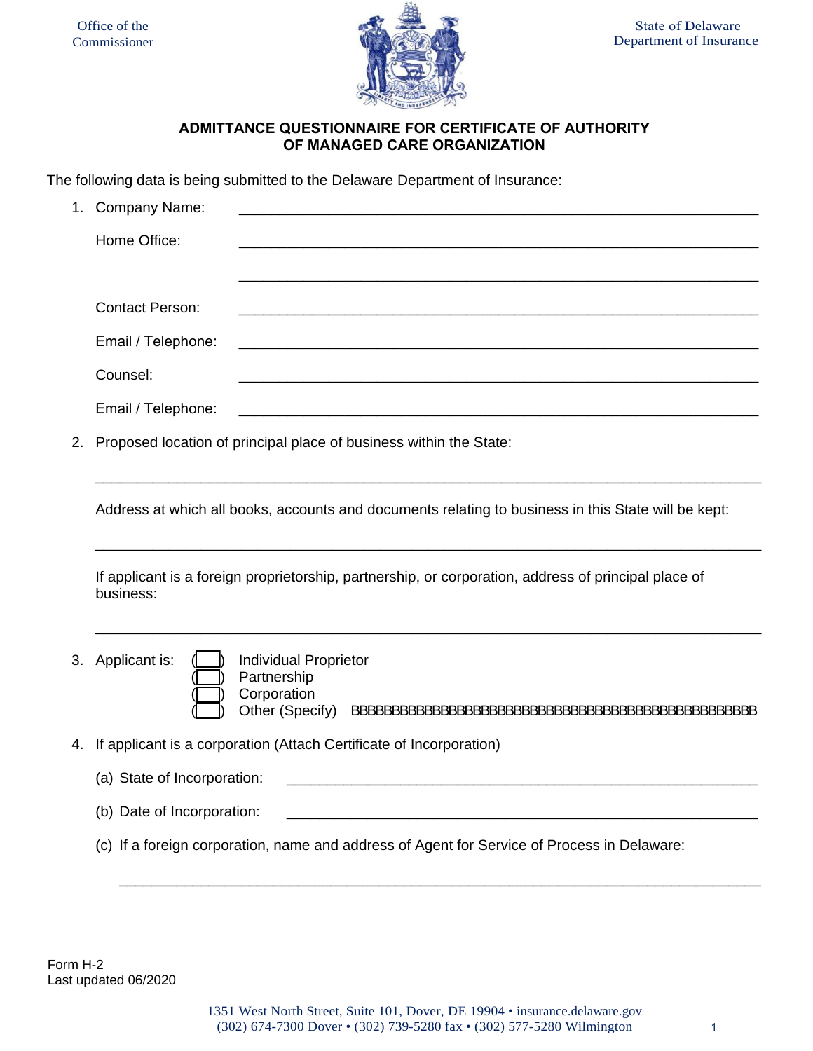Office of the Commissioner

State of Delaware Department of Insurance

## ADMITTANCE QUESTIONNAIRE FOR CERTIFICATE OF AUTHORITY OF MANAGED CARE ORGANIZATION

The following data is being submitted to the Delaware Department of Insurance:

1. Company Name: ________________________________________________

   Home Office: ________________________________________________

   ________________________________________________

   Contact Person: ________________________________________________

   Email / Telephone: ________________________________________________

   Counsel: ________________________________________________

   Email / Telephone: ________________________________________________

2. Proposed location of principal place of business within the State:

   ________________________________________________

   Address at which all books, accounts and documents relating to business in this State will be kept:

   ________________________________________________

   If applicant is a foreign proprietorship, partnership, or corporation, address of principal place of business:

   ________________________________________________

3. Applicant is:
   - ( ) Individual Proprietor
   - ( ) Partnership
   - ( ) Corporation
   - ( ) Other (Specify) BBBBBBBBBBBBBBBBBBBBBBBBBBBBBBBBBBBBBBBBBBBBBBBBBBB

4. If applicant is a corporation (Attach Certificate of Incorporation)

   (a) State of Incorporation: ________________________________________________

   (b) Date of Incorporation: ________________________________________________

   (c) If a foreign corporation, name and address of Agent for Service of Process in Delaware:

   ________________________________________________

Form H-2
Last updated 06/2020

1351 West North Street, Suite 101, Dover, DE 19904 • insurance.delaware.gov
(302) 674-7300 Dover • (302) 739-5280 fax • (302) 577-5280 Wilmington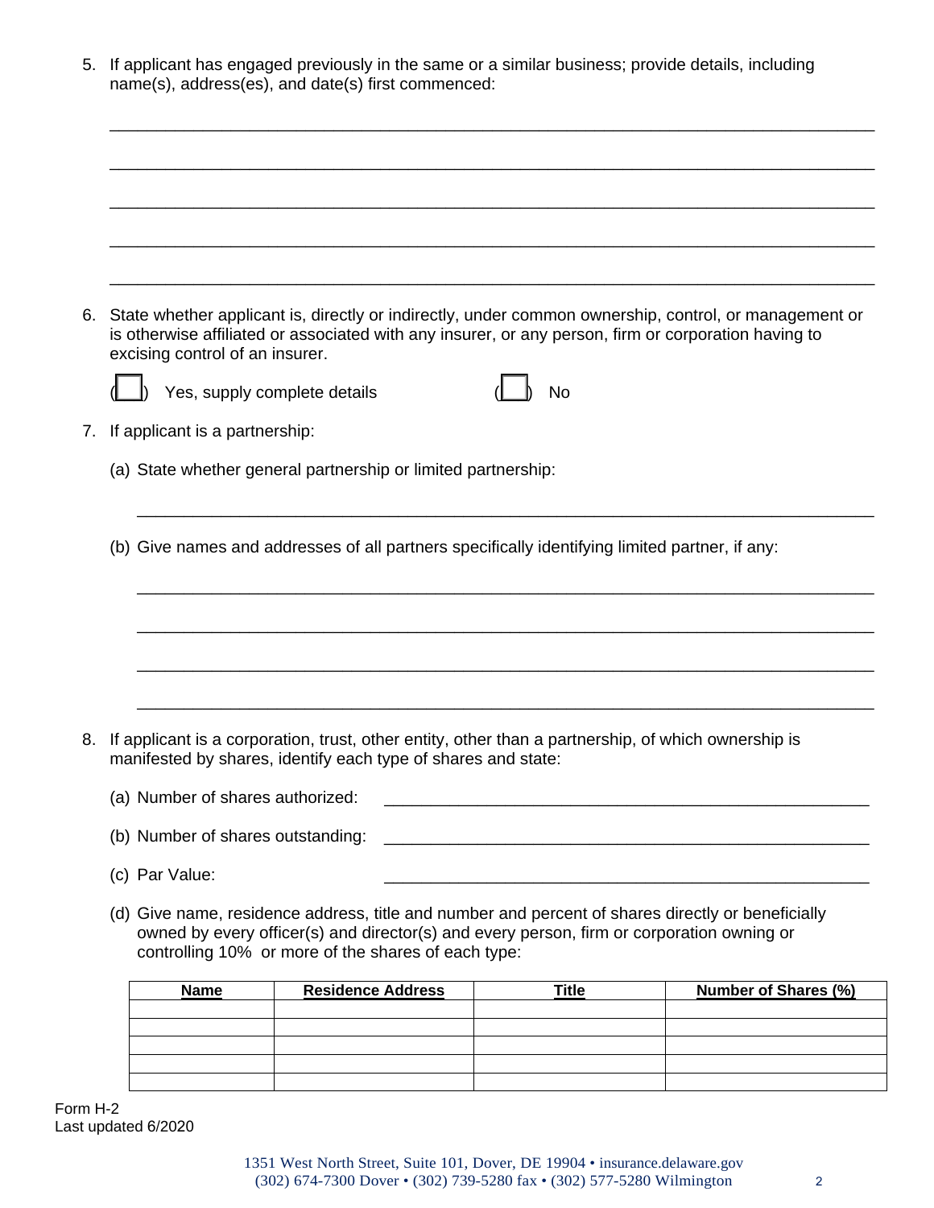5. If applicant has engaged previously in the same or a similar business; provide details, including name(s), address(es), and date(s) first commenced:

______________________________________________________________________________

______________________________________________________________________________

______________________________________________________________________________

______________________________________________________________________________

______________________________________________________________________________

6. State whether applicant is, directly or indirectly, under common ownership, control, or management or is otherwise affiliated or associated with any insurer, or any person, firm or corporation having to excising control of an insurer.

   ( ☐ ) Yes, supply complete details ( ☐ ) No

7. If applicant is a partnership:

   (a) State whether general partnership or limited partnership:

   ______________________________________________________________________________

   (b) Give names and addresses of all partners specifically identifying limited partner, if any:

   ______________________________________________________________________________

   ______________________________________________________________________________

   ______________________________________________________________________________

   ______________________________________________________________________________

8. If applicant is a corporation, trust, other entity, other than a partnership, of which ownership is manifested by shares, identify each type of shares and state:

   (a) Number of shares authorized: ____________________________________________

   (b) Number of shares outstanding: ____________________________________________

   (c) Par Value: ____________________________________________

   (d) Give name, residence address, title and number and percent of shares directly or beneficially owned by every officer(s) and director(s) and every person, firm or corporation owning or controlling 10% or more of the shares of each type:

| Name | Residence Address | Title | Number of Shares (%) |
|---|---|---|---|
| | | | |
| | | | |
| | | | |
| | | | |
| | | | |

Form H-2
Last updated 6/2020

1351 West North Street, Suite 101, Dover, DE 19904 • insurance.delaware.gov
(302) 674-7300 Dover • (302) 739-5280 fax • (302) 577-5280 Wilmington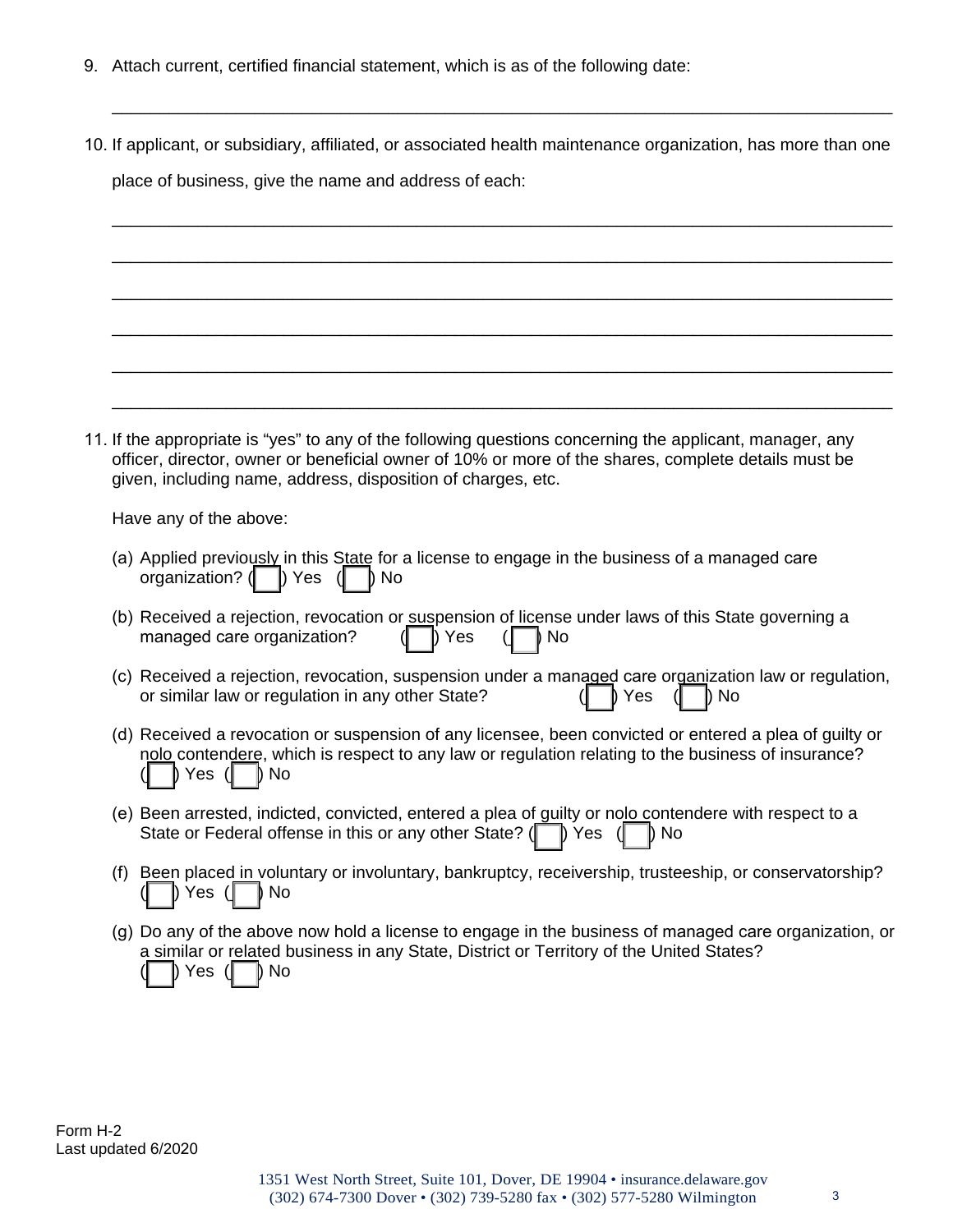9. Attach current, certified financial statement, which is as of the following date:

   ________________________________________________________________________________

10. If applicant, or subsidiary, affiliated, or associated health maintenance organization, has more than one place of business, give the name and address of each:

    ________________________________________________________________________________

    ________________________________________________________________________________

    ________________________________________________________________________________

    ________________________________________________________________________________

    ________________________________________________________________________________

    ________________________________________________________________________________

11. If the appropriate is "yes" to any of the following questions concerning the applicant, manager, any officer, director, owner or beneficial owner of 10% or more of the shares, complete details must be given, including name, address, disposition of charges, etc.

    Have any of the above:

    (a) Applied previously in this State for a license to engage in the business of a managed care organization? ( ☐ ) Yes ( ☐ ) No

    (b) Received a rejection, revocation or suspension of license under laws of this State governing a managed care organization? ( ☐ ) Yes ( ☐ ) No

    (c) Received a rejection, revocation, suspension under a managed care organization law or regulation, or similar law or regulation in any other State? ( ☐ ) Yes ( ☐ ) No

    (d) Received a revocation or suspension of any licensee, been convicted or entered a plea of guilty or nolo contendere, which is respect to any law or regulation relating to the business of insurance? ( ☐ ) Yes ( ☐ ) No

    (e) Been arrested, indicted, convicted, entered a plea of guilty or nolo contendere with respect to a State or Federal offense in this or any other State? ( ☐ ) Yes ( ☐ ) No

    (f) Been placed in voluntary or involuntary, bankruptcy, receivership, trusteeship, or conservatorship? ( ☐ ) Yes ( ☐ ) No

    (g) Do any of the above now hold a license to engage in the business of managed care organization, or a similar or related business in any State, District or Territory of the United States? ( ☐ ) Yes ( ☐ ) No

Form H-2
Last updated 6/2020

1351 West North Street, Suite 101, Dover, DE 19904 • insurance.delaware.gov
(302) 674-7300 Dover • (302) 739-5280 fax • (302) 577-5280 Wilmington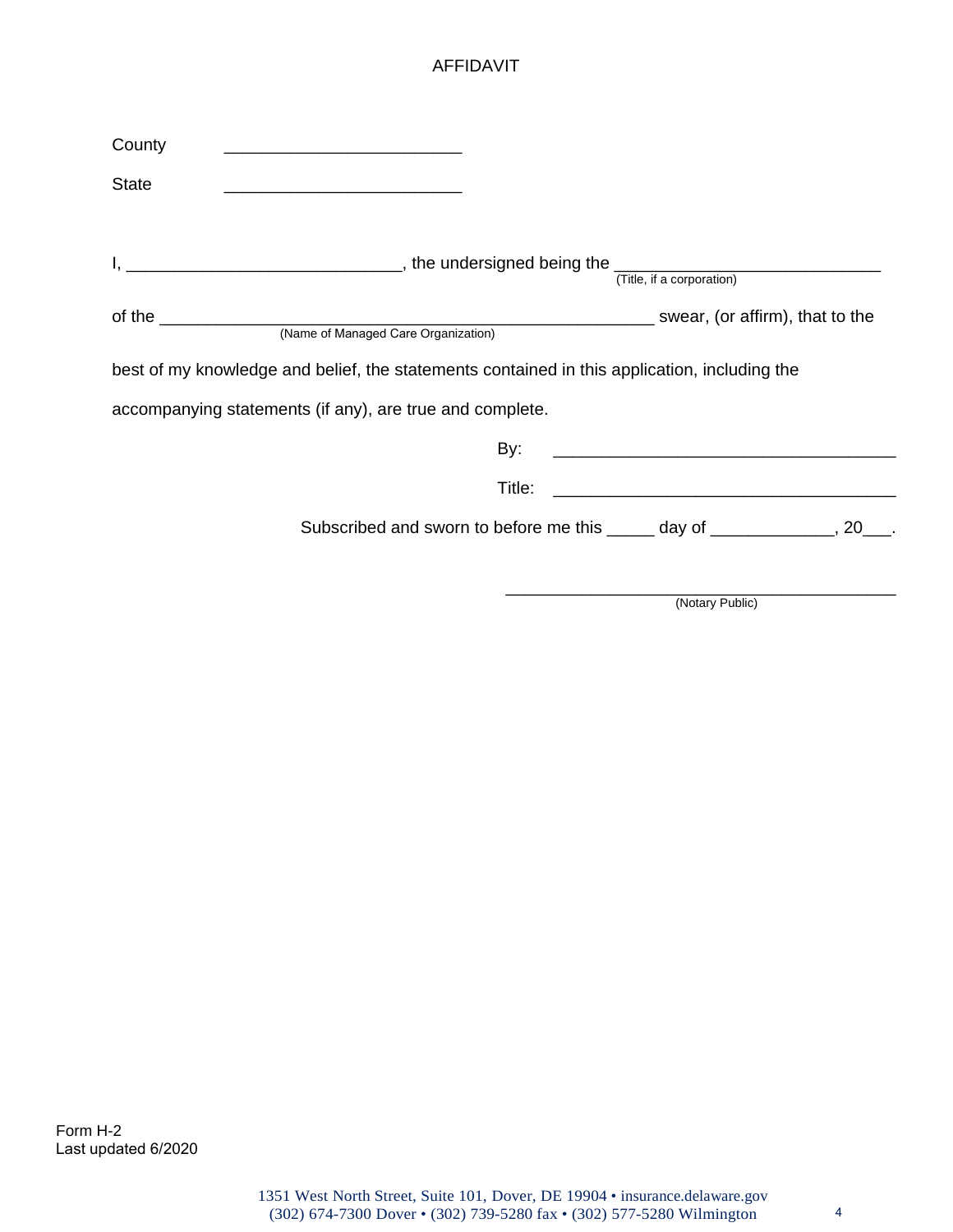# AFFIDAVIT

County ________________________

State ________________________

I, ____________________________, the undersigned being the ____________________________
(Title, if a corporation)

of the ________________________________________________ swear, (or affirm), that to the
(Name of Managed Care Organization)

best of my knowledge and belief, the statements contained in this application, including the accompanying statements (if any), are true and complete.

By: ________________________________

Title: ________________________________

Subscribed and sworn to before me this _____ day of ____________, 20___.

________________________________________
(Notary Public)

Form H-2
Last updated 6/2020

1351 West North Street, Suite 101, Dover, DE 19904 • insurance.delaware.gov
(302) 674-7300 Dover • (302) 739-5280 fax • (302) 577-5280 Wilmington